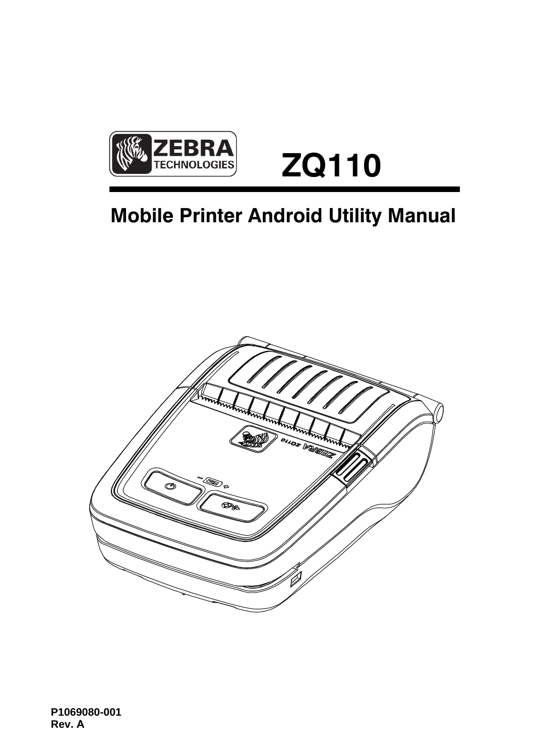ZEBRA TECHNOLOGIES

# ZQ110

## Mobile Printer Android Utility Manual

**P1069080-001**
**Rev. A**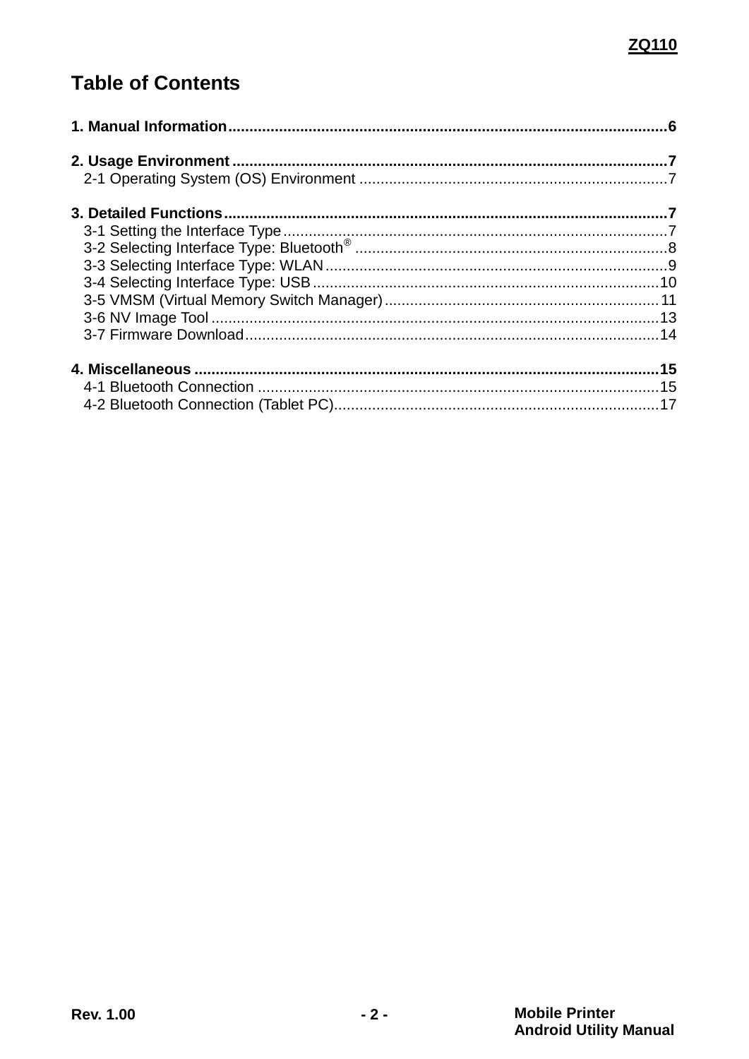# Table of Contents

**1. Manual Information** ........................................ **6**

**2. Usage Environment** ........................................ **7**
- 2-1 Operating System (OS) Environment ........................................ 7

**3. Detailed Functions** ........................................ **7**
- 3-1 Setting the Interface Type ........................................ 7
- 3-2 Selecting Interface Type: Bluetooth® ........................................ 8
- 3-3 Selecting Interface Type: WLAN ........................................ 9
- 3-4 Selecting Interface Type: USB ........................................ 10
- 3-5 VMSM (Virtual Memory Switch Manager) ........................................ 11
- 3-6 NV Image Tool ........................................ 13
- 3-7 Firmware Download ........................................ 14

**4. Miscellaneous** ........................................ **15**
- 4-1 Bluetooth Connection ........................................ 15
- 4-2 Bluetooth Connection (Tablet PC) ........................................ 17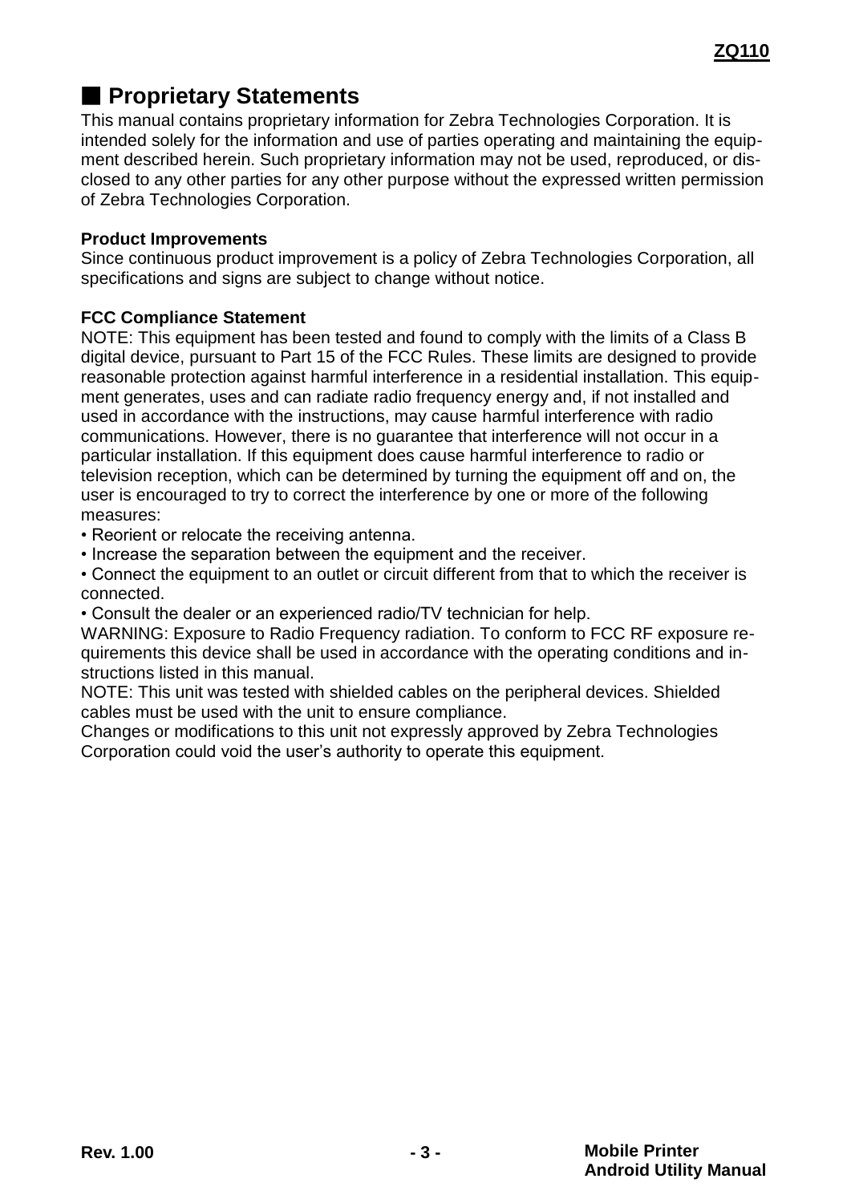## ■ Proprietary Statements

This manual contains proprietary information for Zebra Technologies Corporation. It is intended solely for the information and use of parties operating and maintaining the equipment described herein. Such proprietary information may not be used, reproduced, or disclosed to any other parties for any other purpose without the expressed written permission of Zebra Technologies Corporation.

**Product Improvements**

Since continuous product improvement is a policy of Zebra Technologies Corporation, all specifications and signs are subject to change without notice.

**FCC Compliance Statement**

NOTE: This equipment has been tested and found to comply with the limits of a Class B digital device, pursuant to Part 15 of the FCC Rules. These limits are designed to provide reasonable protection against harmful interference in a residential installation. This equipment generates, uses and can radiate radio frequency energy and, if not installed and used in accordance with the instructions, may cause harmful interference with radio communications. However, there is no guarantee that interference will not occur in a particular installation. If this equipment does cause harmful interference to radio or television reception, which can be determined by turning the equipment off and on, the user is encouraged to try to correct the interference by one or more of the following measures:

- Reorient or relocate the receiving antenna.
- Increase the separation between the equipment and the receiver.
- Connect the equipment to an outlet or circuit different from that to which the receiver is connected.
- Consult the dealer or an experienced radio/TV technician for help.

WARNING: Exposure to Radio Frequency radiation. To conform to FCC RF exposure requirements this device shall be used in accordance with the operating conditions and instructions listed in this manual.

NOTE: This unit was tested with shielded cables on the peripheral devices. Shielded cables must be used with the unit to ensure compliance.

Changes or modifications to this unit not expressly approved by Zebra Technologies Corporation could void the user's authority to operate this equipment.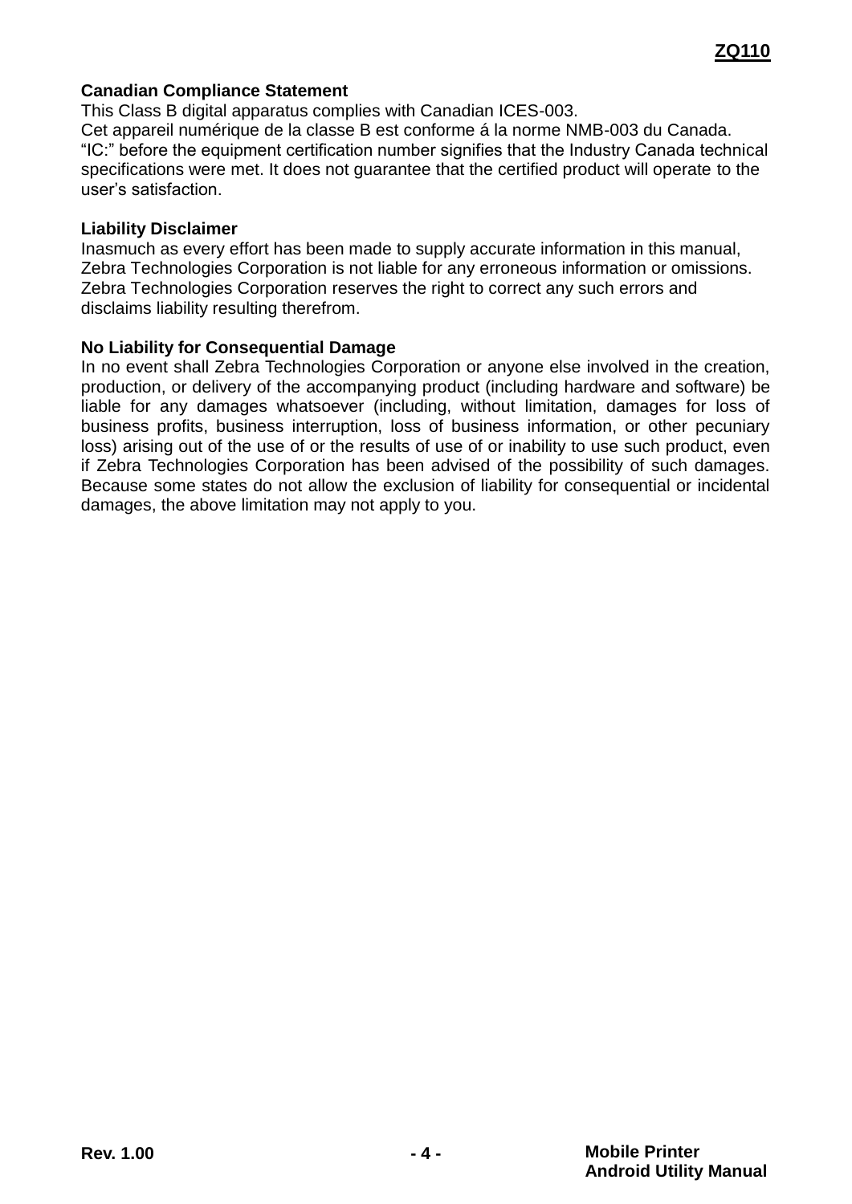**Canadian Compliance Statement**

This Class B digital apparatus complies with Canadian ICES-003.
Cet appareil numérique de la classe B est conforme á la norme NMB-003 du Canada.
“IC:” before the equipment certification number signifies that the Industry Canada technical specifications were met. It does not guarantee that the certified product will operate to the user’s satisfaction.

**Liability Disclaimer**

Inasmuch as every effort has been made to supply accurate information in this manual, Zebra Technologies Corporation is not liable for any erroneous information or omissions. Zebra Technologies Corporation reserves the right to correct any such errors and disclaims liability resulting therefrom.

**No Liability for Consequential Damage**

In no event shall Zebra Technologies Corporation or anyone else involved in the creation, production, or delivery of the accompanying product (including hardware and software) be liable for any damages whatsoever (including, without limitation, damages for loss of business profits, business interruption, loss of business information, or other pecuniary loss) arising out of the use of or the results of use of or inability to use such product, even if Zebra Technologies Corporation has been advised of the possibility of such damages. Because some states do not allow the exclusion of liability for consequential or incidental damages, the above limitation may not apply to you.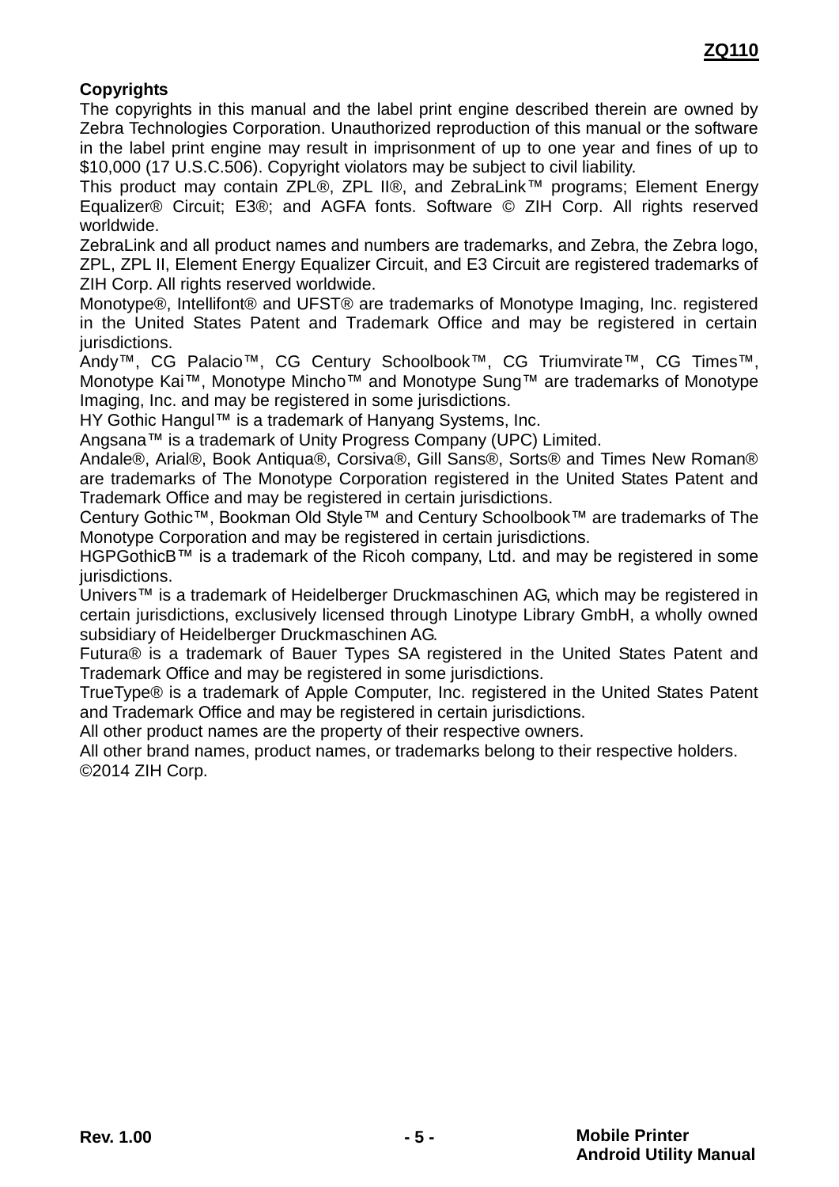**Copyrights**

The copyrights in this manual and the label print engine described therein are owned by Zebra Technologies Corporation. Unauthorized reproduction of this manual or the software in the label print engine may result in imprisonment of up to one year and fines of up to $10,000 (17 U.S.C.506). Copyright violators may be subject to civil liability.

This product may contain ZPL®, ZPL II®, and ZebraLink™ programs; Element Energy Equalizer® Circuit; E3®; and AGFA fonts. Software © ZIH Corp. All rights reserved worldwide.

ZebraLink and all product names and numbers are trademarks, and Zebra, the Zebra logo, ZPL, ZPL II, Element Energy Equalizer Circuit, and E3 Circuit are registered trademarks of ZIH Corp. All rights reserved worldwide.

Monotype®, Intellifont® and UFST® are trademarks of Monotype Imaging, Inc. registered in the United States Patent and Trademark Office and may be registered in certain jurisdictions.

Andy™, CG Palacio™, CG Century Schoolbook™, CG Triumvirate™, CG Times™, Monotype Kai™, Monotype Mincho™ and Monotype Sung™ are trademarks of Monotype Imaging, Inc. and may be registered in some jurisdictions.

HY Gothic Hangul™ is a trademark of Hanyang Systems, Inc.

Angsana™ is a trademark of Unity Progress Company (UPC) Limited.

Andale®, Arial®, Book Antiqua®, Corsiva®, Gill Sans®, Sorts® and Times New Roman® are trademarks of The Monotype Corporation registered in the United States Patent and Trademark Office and may be registered in certain jurisdictions.

Century Gothic™, Bookman Old Style™ and Century Schoolbook™ are trademarks of The Monotype Corporation and may be registered in certain jurisdictions.

HGPGothicB™ is a trademark of the Ricoh company, Ltd. and may be registered in some jurisdictions.

Univers™ is a trademark of Heidelberger Druckmaschinen AG, which may be registered in certain jurisdictions, exclusively licensed through Linotype Library GmbH, a wholly owned subsidiary of Heidelberger Druckmaschinen AG.

Futura® is a trademark of Bauer Types SA registered in the United States Patent and Trademark Office and may be registered in some jurisdictions.

TrueType® is a trademark of Apple Computer, Inc. registered in the United States Patent and Trademark Office and may be registered in certain jurisdictions.

All other product names are the property of their respective owners.

All other brand names, product names, or trademarks belong to their respective holders.

©2014 ZIH Corp.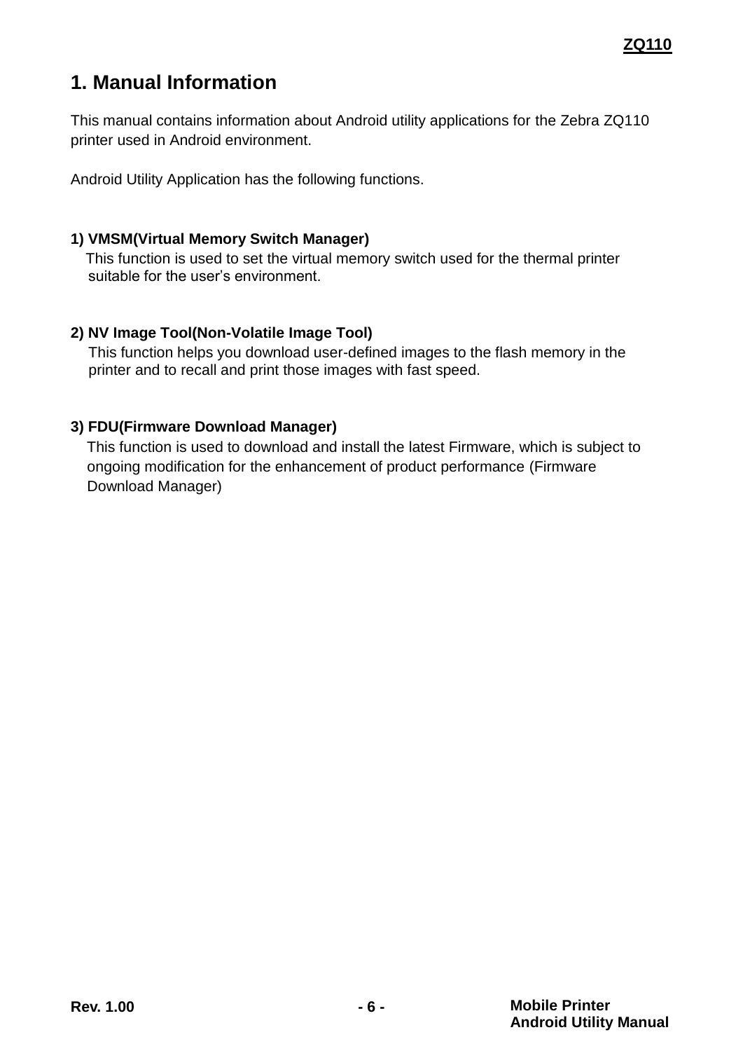# 1. Manual Information

This manual contains information about Android utility applications for the Zebra ZQ110 printer used in Android environment.

Android Utility Application has the following functions.

**1) VMSM(Virtual Memory Switch Manager)**

This function is used to set the virtual memory switch used for the thermal printer suitable for the user's environment.

**2) NV Image Tool(Non-Volatile Image Tool)**

This function helps you download user-defined images to the flash memory in the printer and to recall and print those images with fast speed.

**3) FDU(Firmware Download Manager)**

This function is used to download and install the latest Firmware, which is subject to ongoing modification for the enhancement of product performance (Firmware Download Manager)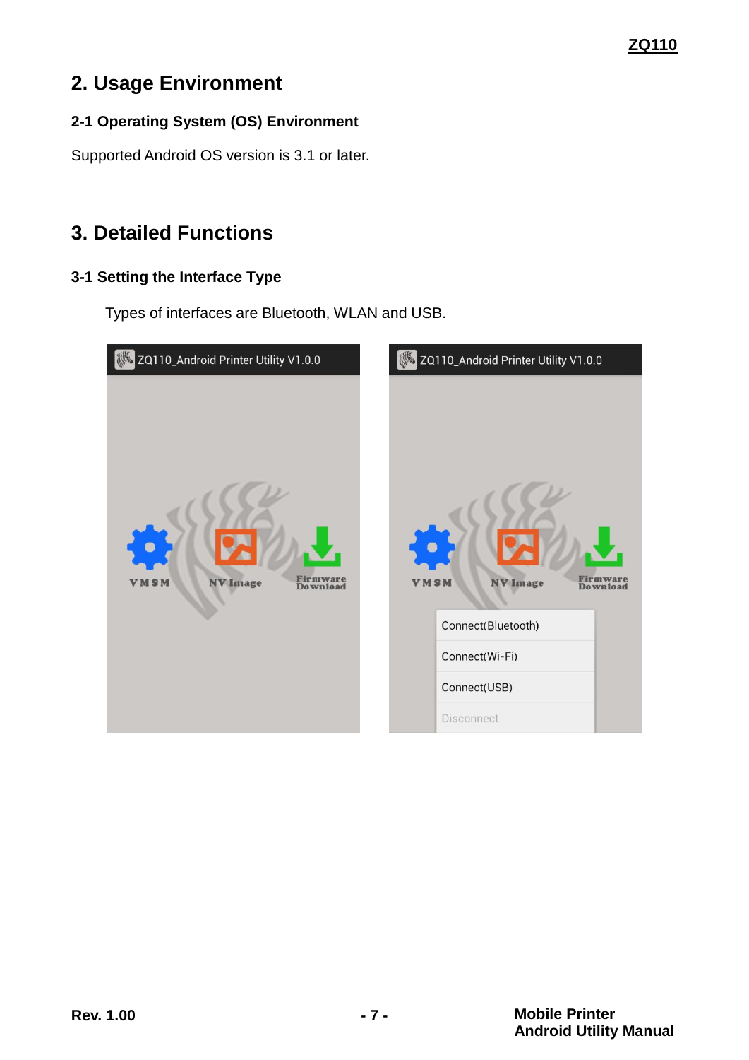# 2. Usage Environment

## 2-1 Operating System (OS) Environment

Supported Android OS version is 3.1 or later.

# 3. Detailed Functions

## 3-1 Setting the Interface Type

Types of interfaces are Bluetooth, WLAN and USB.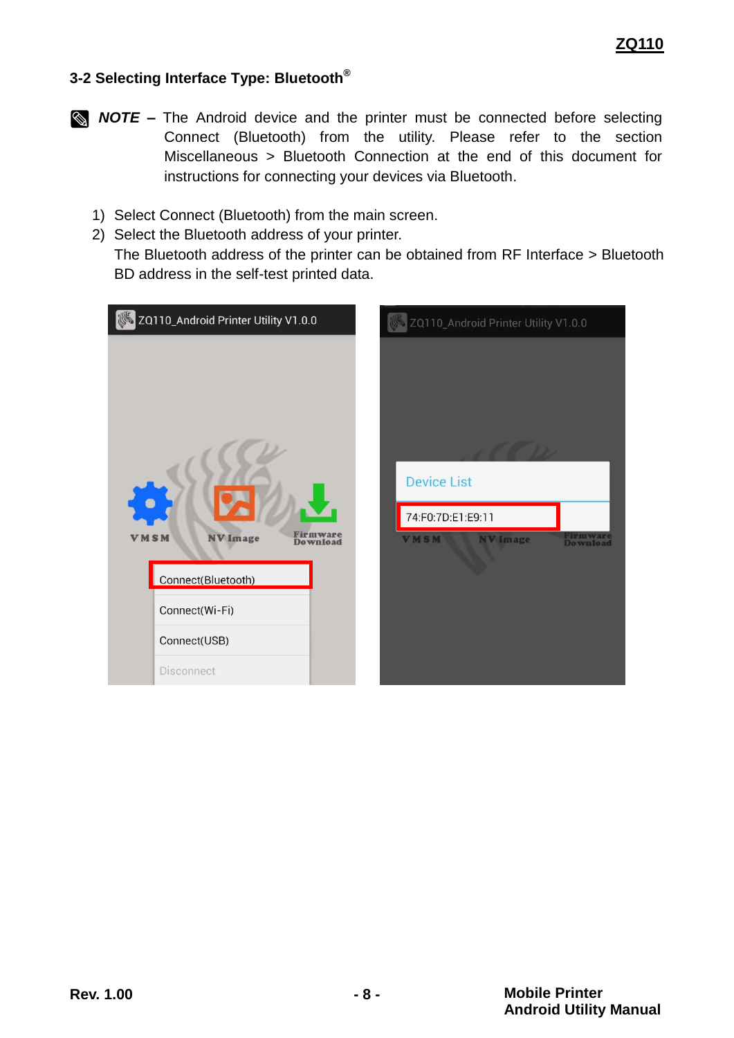## 3-2 Selecting Interface Type: Bluetooth®

***NOTE*** **–** The Android device and the printer must be connected before selecting Connect (Bluetooth) from the utility. Please refer to the section Miscellaneous > Bluetooth Connection at the end of this document for instructions for connecting your devices via Bluetooth.

1) Select Connect (Bluetooth) from the main screen.
2) Select the Bluetooth address of your printer.
   The Bluetooth address of the printer can be obtained from RF Interface > Bluetooth BD address in the self-test printed data.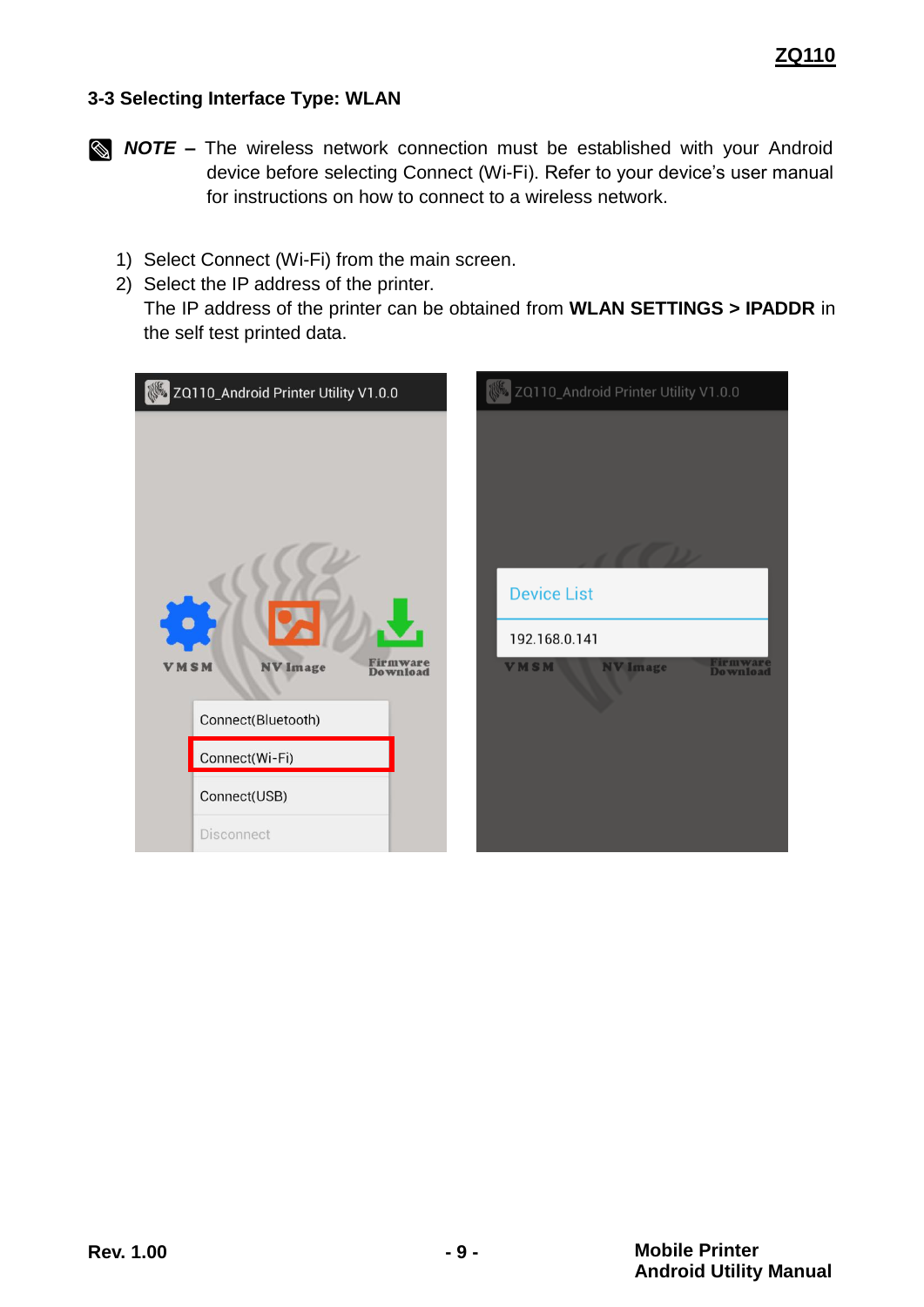### 3-3 Selecting Interface Type: WLAN

***NOTE*** **–** The wireless network connection must be established with your Android device before selecting Connect (Wi-Fi). Refer to your device's user manual for instructions on how to connect to a wireless network.

1) Select Connect (Wi-Fi) from the main screen.
2) Select the IP address of the printer.
   The IP address of the printer can be obtained from **WLAN SETTINGS > IPADDR** in the self test printed data.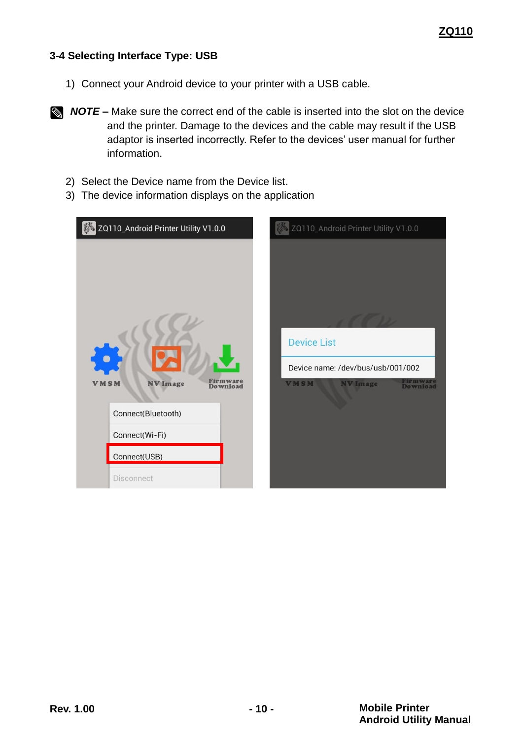### 3-4 Selecting Interface Type: USB

1) Connect your Android device to your printer with a USB cable.

***NOTE –*** Make sure the correct end of the cable is inserted into the slot on the device and the printer. Damage to the devices and the cable may result if the USB adaptor is inserted incorrectly. Refer to the devices' user manual for further information.

2) Select the Device name from the Device list.
3) The device information displays on the application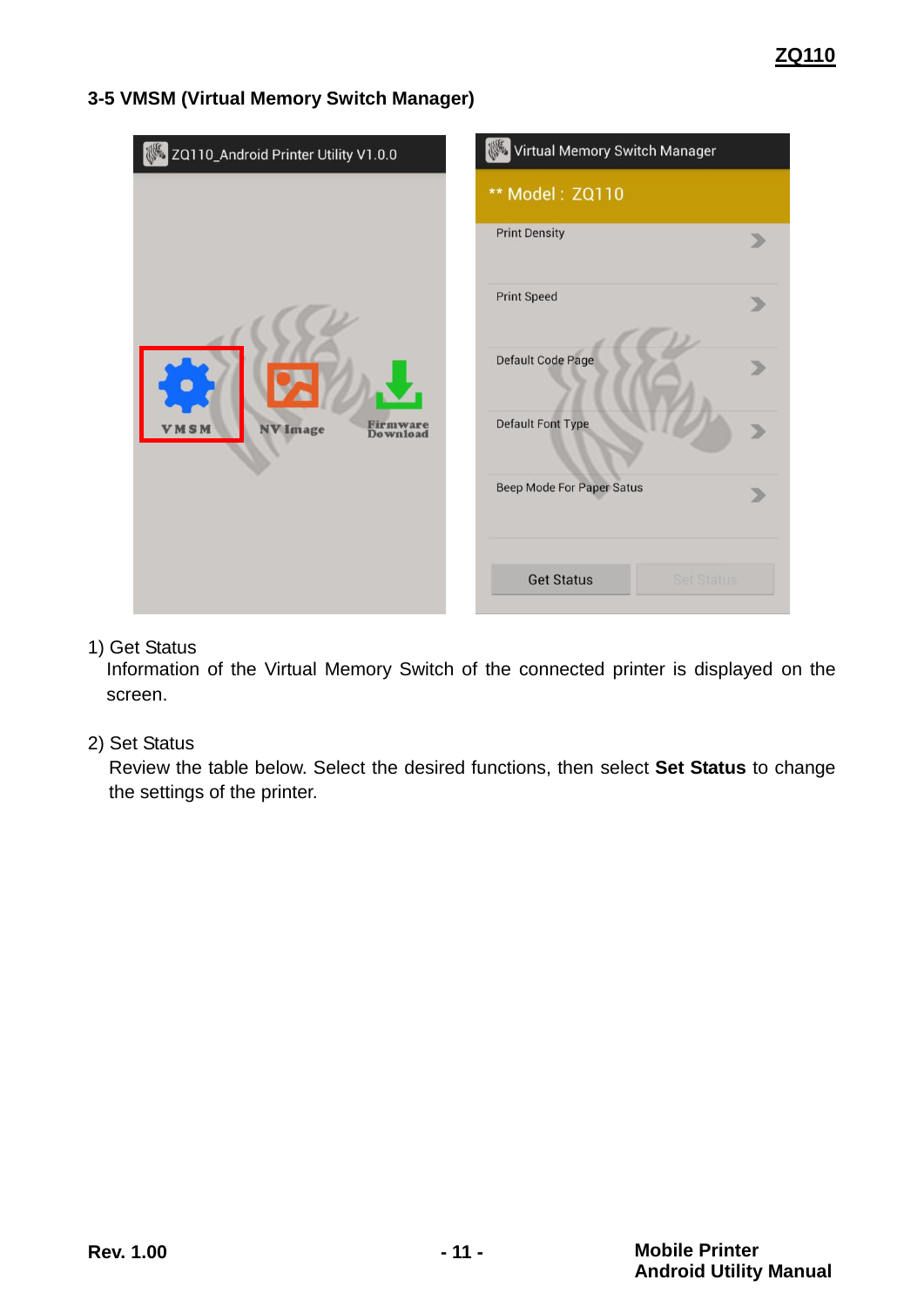## 3-5 VMSM (Virtual Memory Switch Manager)

1) Get Status
   Information of the Virtual Memory Switch of the connected printer is displayed on the screen.

2) Set Status
   Review the table below. Select the desired functions, then select **Set Status** to change the settings of the printer.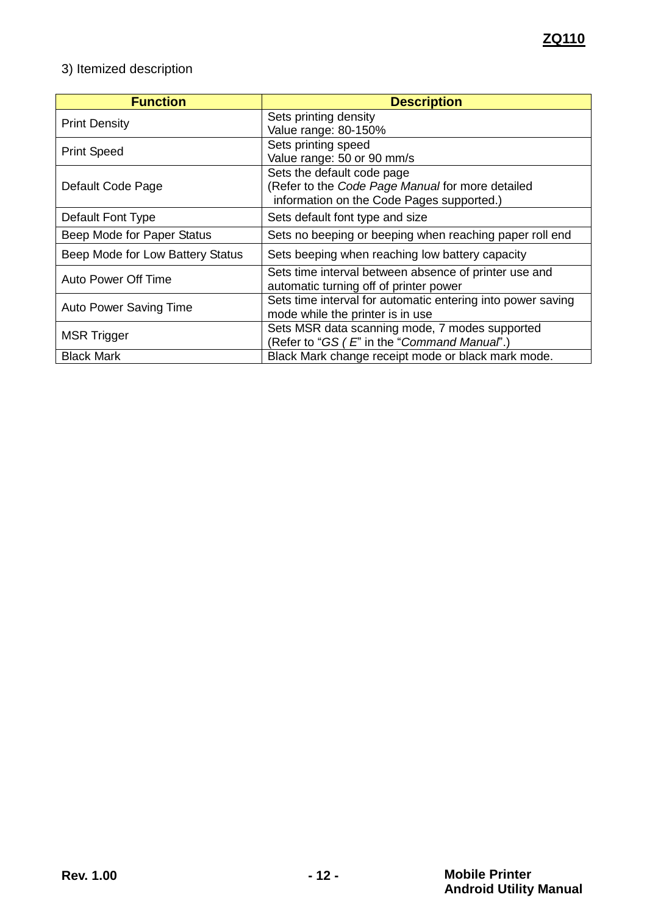3) Itemized description

| Function | Description |
|---|---|
| Print Density | Sets printing density<br>Value range: 80-150% |
| Print Speed | Sets printing speed<br>Value range: 50 or 90 mm/s |
| Default Code Page | Sets the default code page<br>(Refer to the *Code Page Manual* for more detailed information on the Code Pages supported.) |
| Default Font Type | Sets default font type and size |
| Beep Mode for Paper Status | Sets no beeping or beeping when reaching paper roll end |
| Beep Mode for Low Battery Status | Sets beeping when reaching low battery capacity |
| Auto Power Off Time | Sets time interval between absence of printer use and automatic turning off of printer power |
| Auto Power Saving Time | Sets time interval for automatic entering into power saving mode while the printer is in use |
| MSR Trigger | Sets MSR data scanning mode, 7 modes supported<br>(Refer to "*GS ( E*" in the "*Command Manual*".) |
| Black Mark | Black Mark change receipt mode or black mark mode. |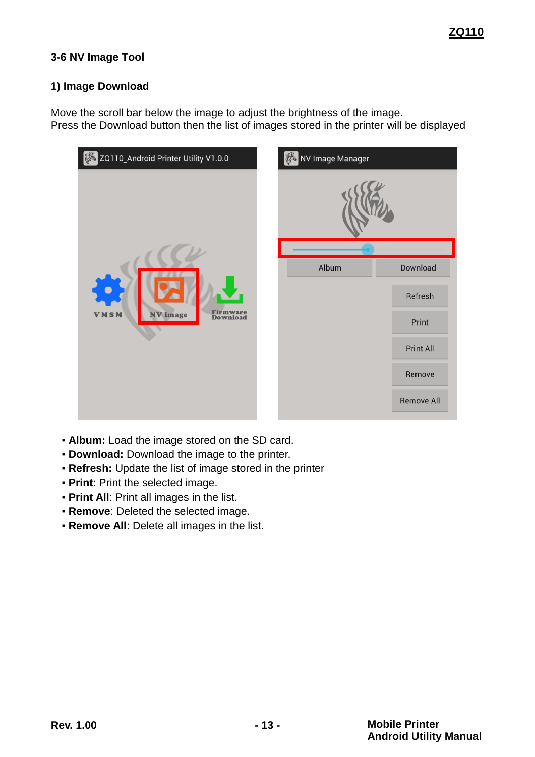## 3-6 NV Image Tool

### 1) Image Download

Move the scroll bar below the image to adjust the brightness of the image.
Press the Download button then the list of images stored in the printer will be displayed

- **Album:** Load the image stored on the SD card.
- **Download:** Download the image to the printer.
- **Refresh:** Update the list of image stored in the printer
- **Print**: Print the selected image.
- **Print All**: Print all images in the list.
- **Remove**: Deleted the selected image.
- **Remove All**: Delete all images in the list.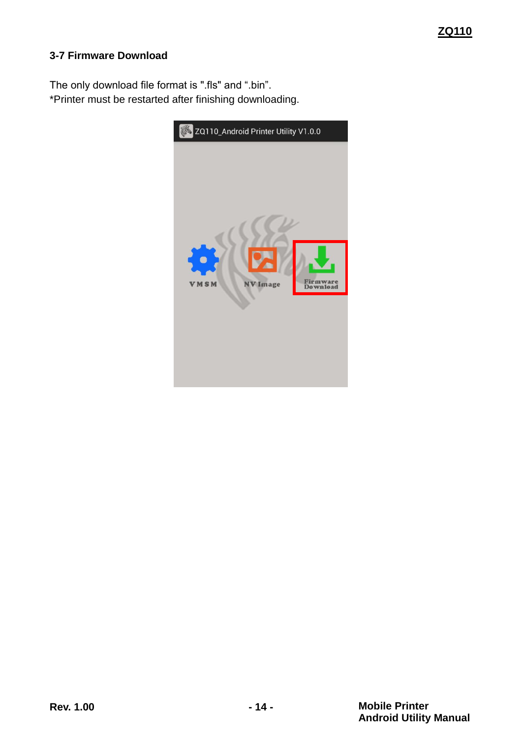### 3-7 Firmware Download

The only download file format is ".fls" and ".bin".
*Printer must be restarted after finishing downloading.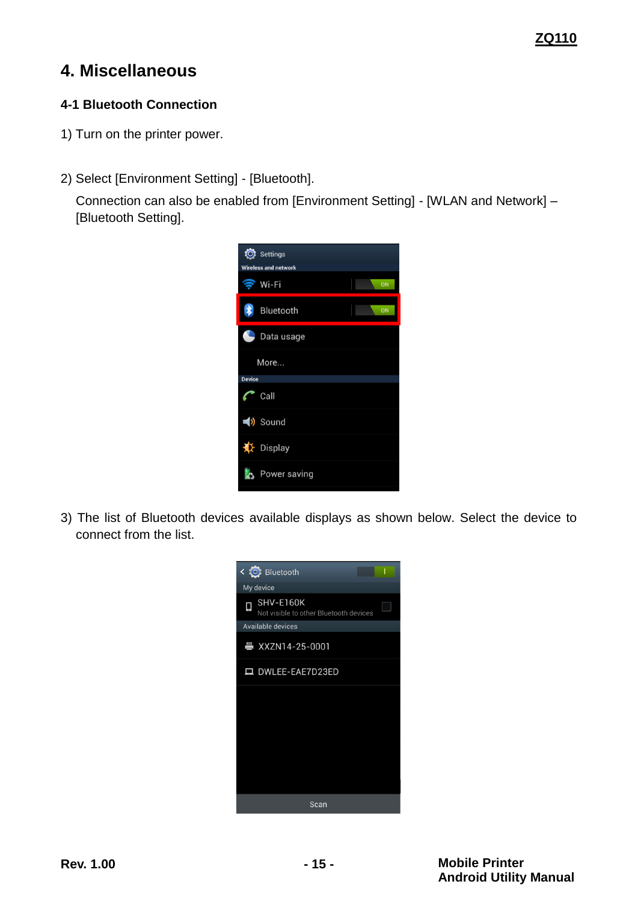# 4. Miscellaneous

## 4-1 Bluetooth Connection

1) Turn on the printer power.

2) Select [Environment Setting] - [Bluetooth].

   Connection can also be enabled from [Environment Setting] - [WLAN and Network] – [Bluetooth Setting].

3) The list of Bluetooth devices available displays as shown below. Select the device to connect from the list.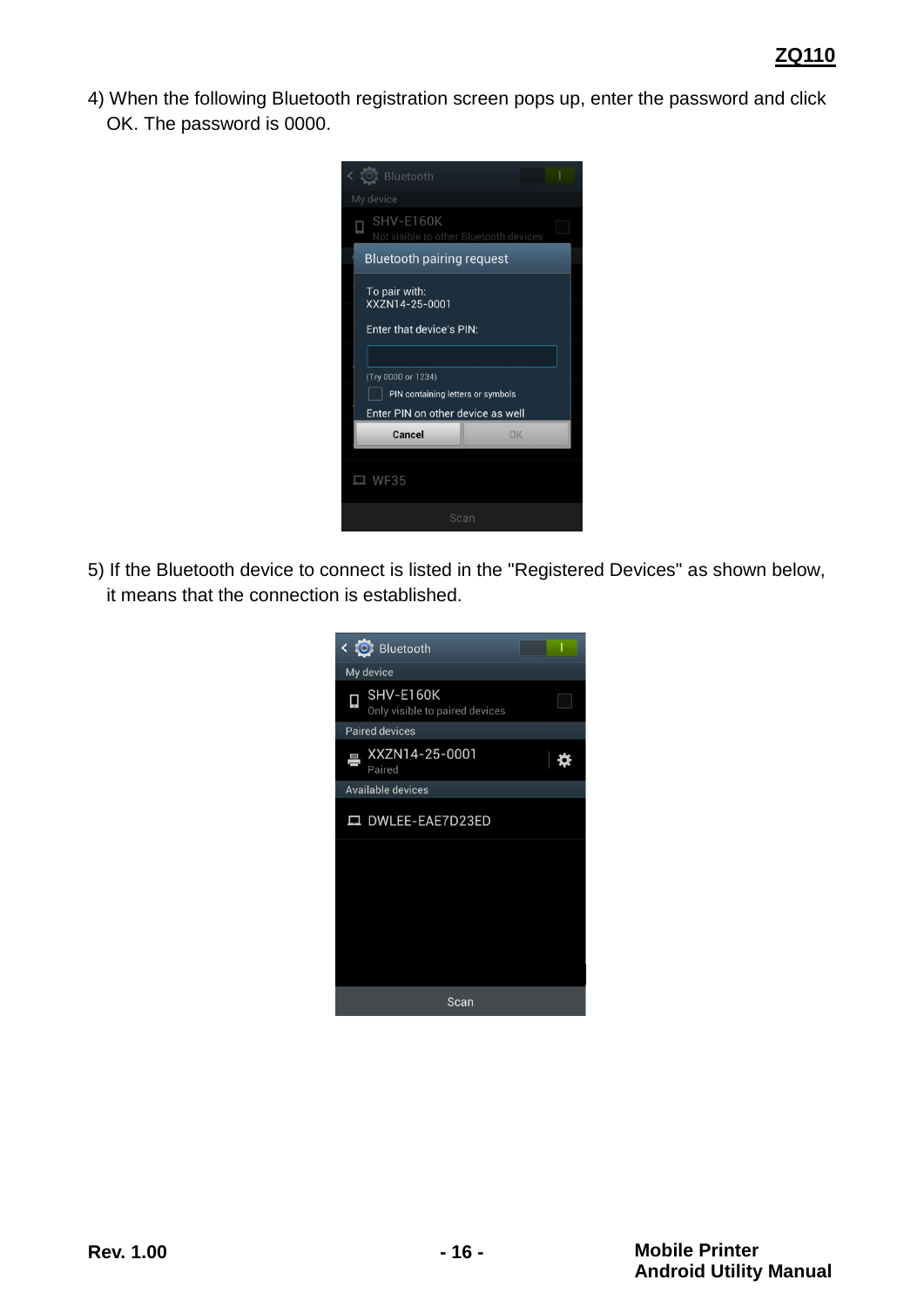4) When the following Bluetooth registration screen pops up, enter the password and click OK. The password is 0000.

5) If the Bluetooth device to connect is listed in the "Registered Devices" as shown below, it means that the connection is established.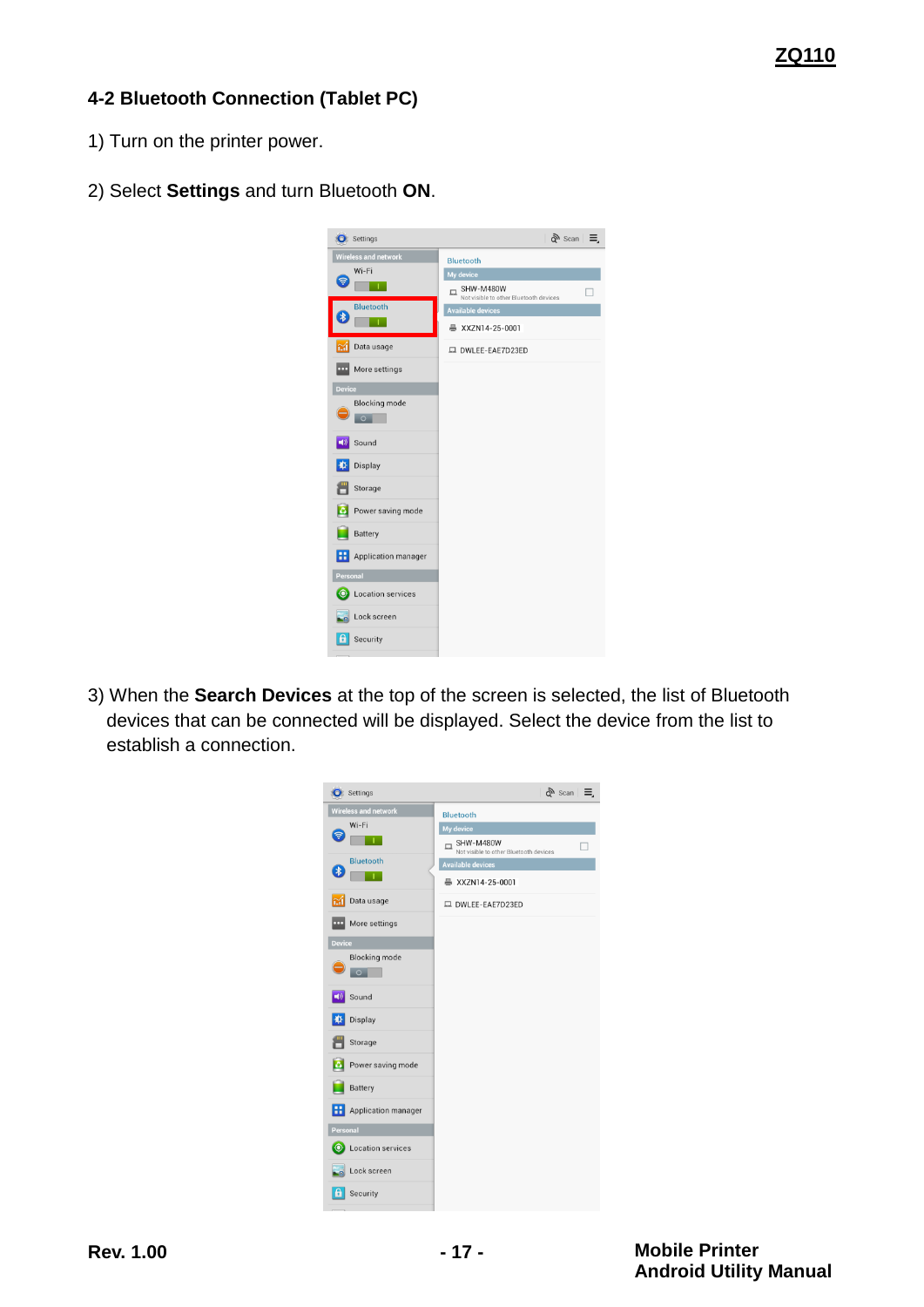## 4-2 Bluetooth Connection (Tablet PC)

1) Turn on the printer power.

2) Select **Settings** and turn Bluetooth **ON**.

3) When the **Search Devices** at the top of the screen is selected, the list of Bluetooth devices that can be connected will be displayed. Select the device from the list to establish a connection.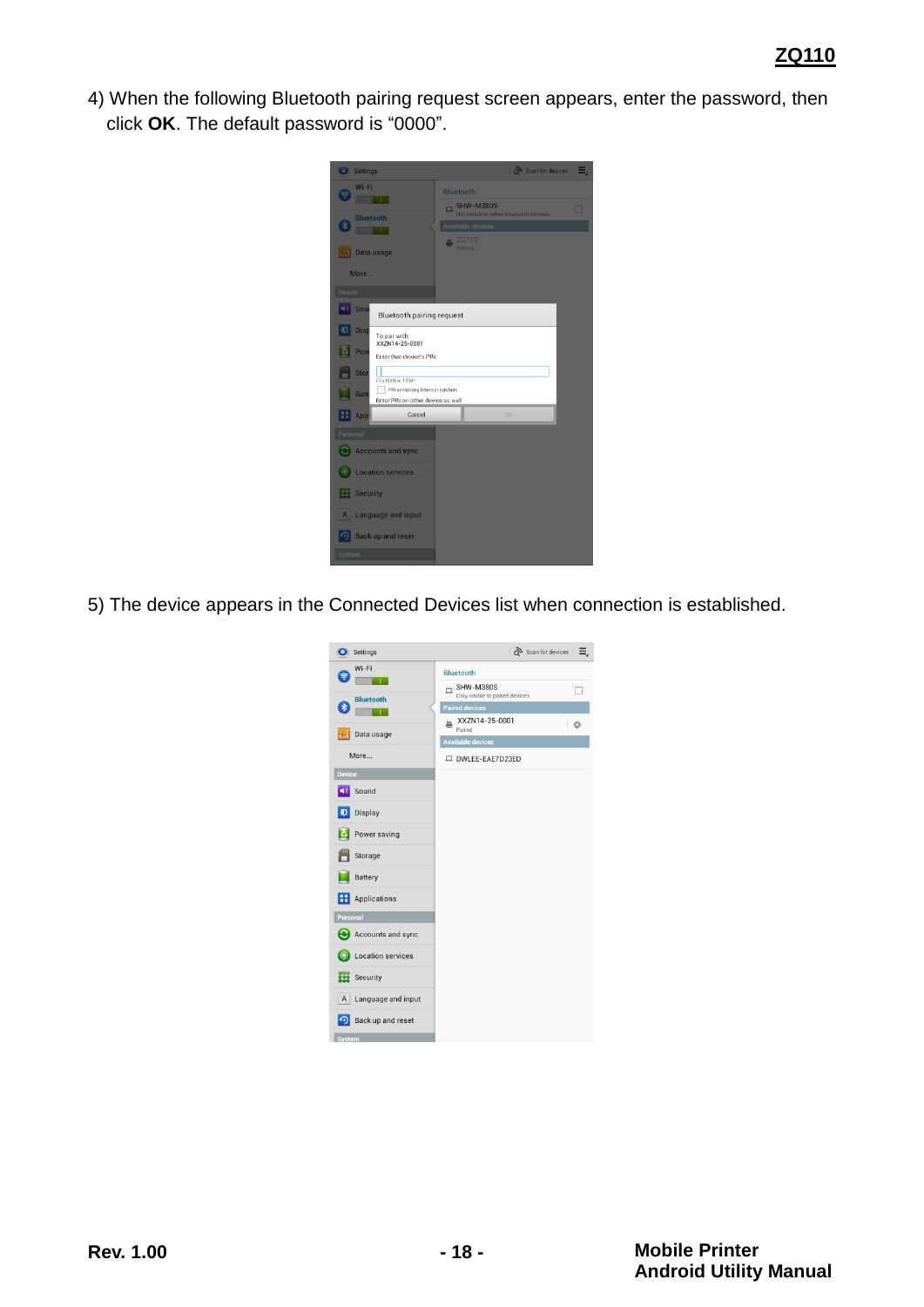4) When the following Bluetooth pairing request screen appears, enter the password, then click **OK**. The default password is “0000”.

5) The device appears in the Connected Devices list when connection is established.